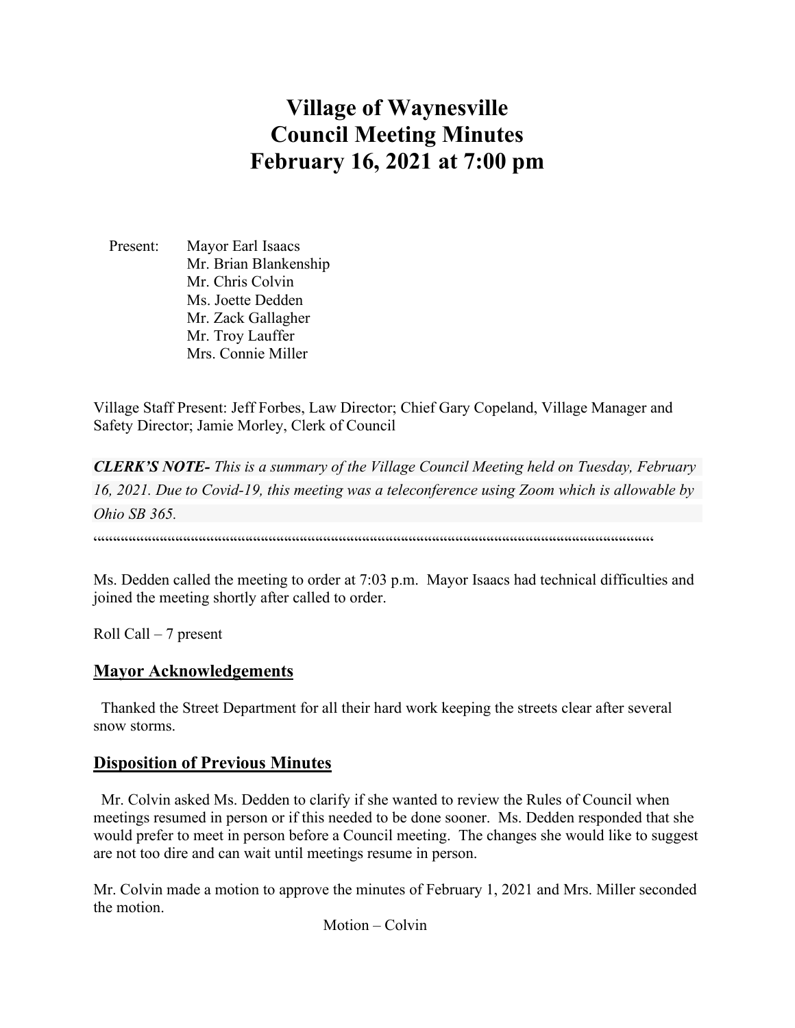# Village of Waynesville
# Council Meeting Minutes
# February 16, 2021 at 7:00 pm

Present: Mayor Earl Isaacs
Mr. Brian Blankenship
Mr. Chris Colvin
Ms. Joette Dedden
Mr. Zack Gallagher
Mr. Troy Lauffer
Mrs. Connie Miller

Village Staff Present: Jeff Forbes, Law Director; Chief Gary Copeland, Village Manager and Safety Director; Jamie Morley, Clerk of Council

***CLERK'S NOTE-*** *This is a summary of the Village Council Meeting held on Tuesday, February 16, 2021. Due to Covid-19, this meeting was a teleconference using Zoom which is allowable by Ohio SB 365.*

Ms. Dedden called the meeting to order at 7:03 p.m. Mayor Isaacs had technical difficulties and joined the meeting shortly after called to order.

Roll Call – 7 present

## Mayor Acknowledgements

Thanked the Street Department for all their hard work keeping the streets clear after several snow storms.

## Disposition of Previous Minutes

Mr. Colvin asked Ms. Dedden to clarify if she wanted to review the Rules of Council when meetings resumed in person or if this needed to be done sooner. Ms. Dedden responded that she would prefer to meet in person before a Council meeting. The changes she would like to suggest are not too dire and can wait until meetings resume in person.

Mr. Colvin made a motion to approve the minutes of February 1, 2021 and Mrs. Miller seconded the motion.

Motion – Colvin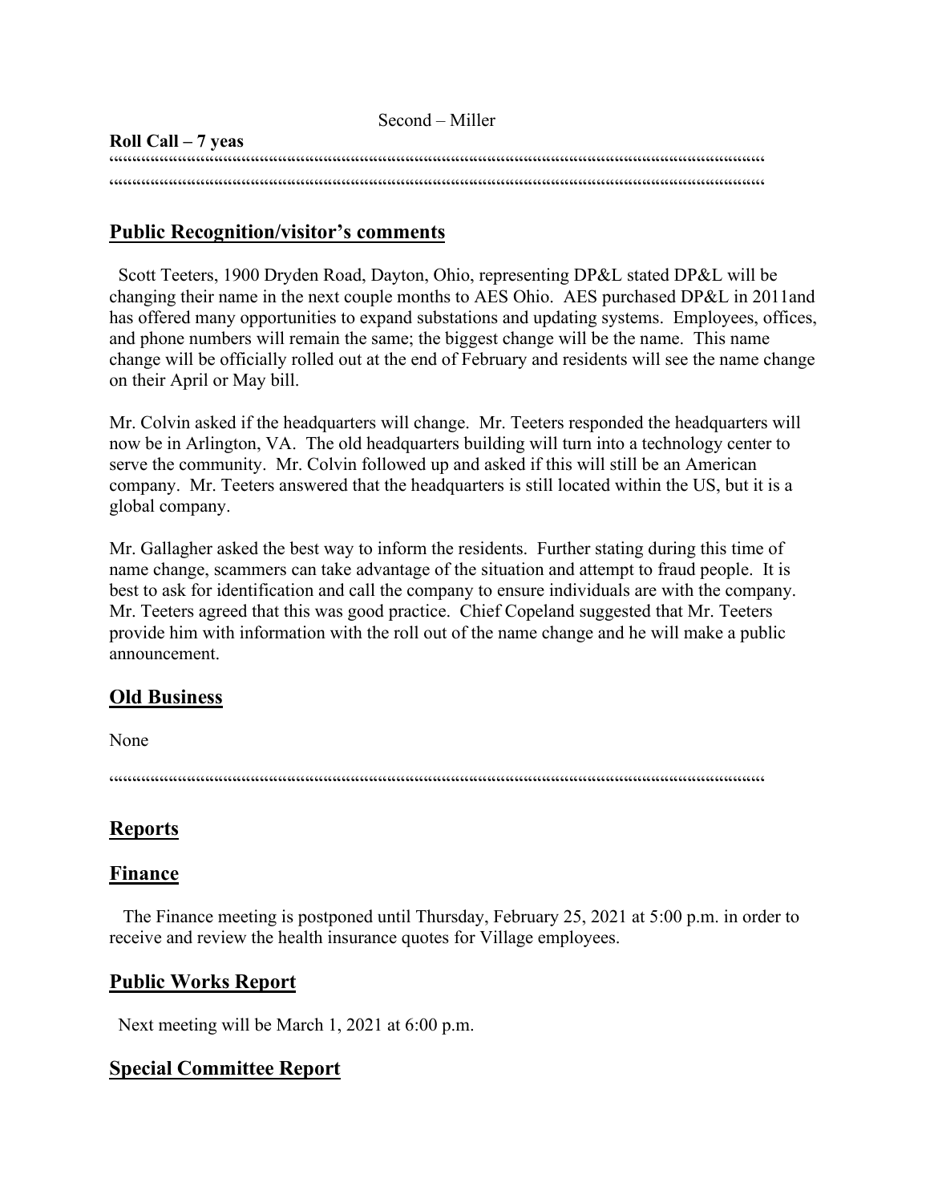Second – Miller

**Roll Call – 7 yeas**

""""""""""""""""""""""""""""""""""""""""""""""""""""""""""""""""""""""""""""""""""""""""""""""""""""""""""""""""""""""""""""""""""""""""""""""""""""""""""""""""""""""""

## Public Recognition/visitor's comments

Scott Teeters, 1900 Dryden Road, Dayton, Ohio, representing DP&L stated DP&L will be changing their name in the next couple months to AES Ohio. AES purchased DP&L in 2011and has offered many opportunities to expand substations and updating systems. Employees, offices, and phone numbers will remain the same; the biggest change will be the name. This name change will be officially rolled out at the end of February and residents will see the name change on their April or May bill.

Mr. Colvin asked if the headquarters will change. Mr. Teeters responded the headquarters will now be in Arlington, VA. The old headquarters building will turn into a technology center to serve the community. Mr. Colvin followed up and asked if this will still be an American company. Mr. Teeters answered that the headquarters is still located within the US, but it is a global company.

Mr. Gallagher asked the best way to inform the residents. Further stating during this time of name change, scammers can take advantage of the situation and attempt to fraud people. It is best to ask for identification and call the company to ensure individuals are with the company. Mr. Teeters agreed that this was good practice. Chief Copeland suggested that Mr. Teeters provide him with information with the roll out of the name change and he will make a public announcement.

## Old Business

None

""""""""""""""""""""""""""""""""""""""""""""""""""""""""""""""""""""""""""""""""""""""""""""""""""""""""""""""""""""""""""""""""""""""

## Reports

## Finance

The Finance meeting is postponed until Thursday, February 25, 2021 at 5:00 p.m. in order to receive and review the health insurance quotes for Village employees.

## Public Works Report

Next meeting will be March 1, 2021 at 6:00 p.m.

## Special Committee Report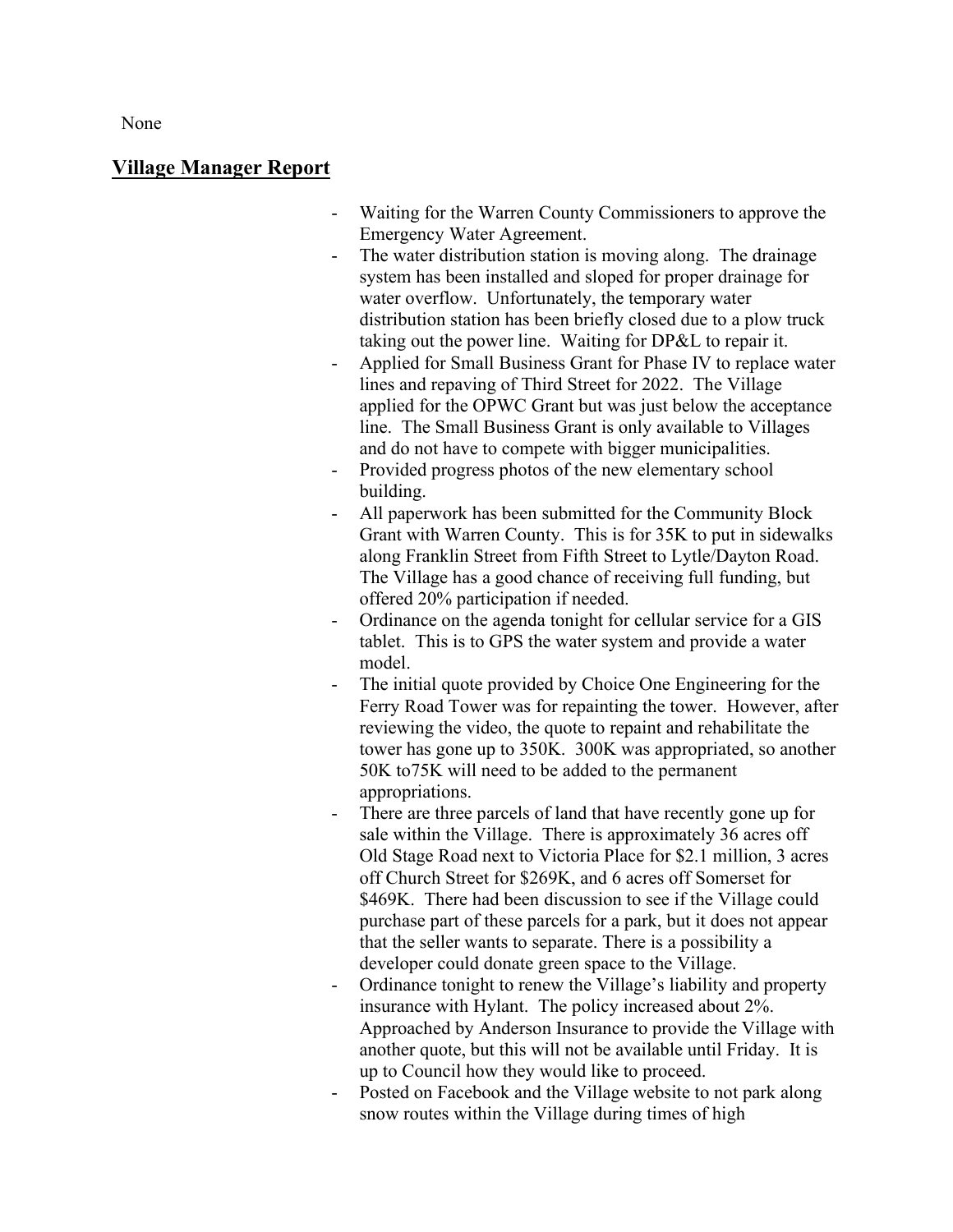None

## Village Manager Report

- Waiting for the Warren County Commissioners to approve the Emergency Water Agreement.
- The water distribution station is moving along. The drainage system has been installed and sloped for proper drainage for water overflow. Unfortunately, the temporary water distribution station has been briefly closed due to a plow truck taking out the power line. Waiting for DP&L to repair it.
- Applied for Small Business Grant for Phase IV to replace water lines and repaving of Third Street for 2022. The Village applied for the OPWC Grant but was just below the acceptance line. The Small Business Grant is only available to Villages and do not have to compete with bigger municipalities.
- Provided progress photos of the new elementary school building.
- All paperwork has been submitted for the Community Block Grant with Warren County. This is for 35K to put in sidewalks along Franklin Street from Fifth Street to Lytle/Dayton Road. The Village has a good chance of receiving full funding, but offered 20% participation if needed.
- Ordinance on the agenda tonight for cellular service for a GIS tablet. This is to GPS the water system and provide a water model.
- The initial quote provided by Choice One Engineering for the Ferry Road Tower was for repainting the tower. However, after reviewing the video, the quote to repaint and rehabilitate the tower has gone up to 350K. 300K was appropriated, so another 50K to75K will need to be added to the permanent appropriations.
- There are three parcels of land that have recently gone up for sale within the Village. There is approximately 36 acres off Old Stage Road next to Victoria Place for $2.1 million, 3 acres off Church Street for $269K, and 6 acres off Somerset for $469K. There had been discussion to see if the Village could purchase part of these parcels for a park, but it does not appear that the seller wants to separate. There is a possibility a developer could donate green space to the Village.
- Ordinance tonight to renew the Village's liability and property insurance with Hylant. The policy increased about 2%. Approached by Anderson Insurance to provide the Village with another quote, but this will not be available until Friday. It is up to Council how they would like to proceed.
- Posted on Facebook and the Village website to not park along snow routes within the Village during times of high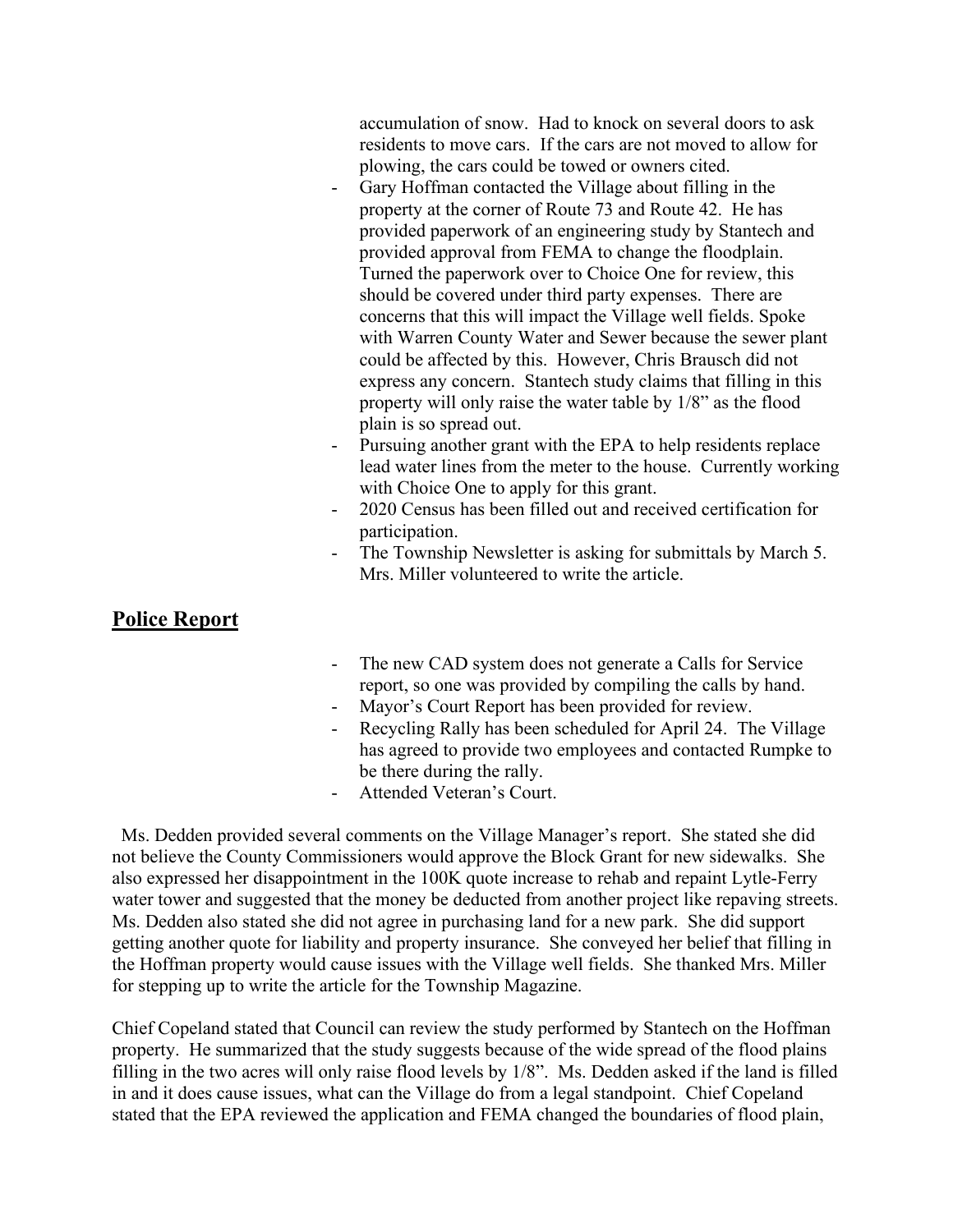accumulation of snow. Had to knock on several doors to ask residents to move cars. If the cars are not moved to allow for plowing, the cars could be towed or owners cited.

- Gary Hoffman contacted the Village about filling in the property at the corner of Route 73 and Route 42. He has provided paperwork of an engineering study by Stantech and provided approval from FEMA to change the floodplain. Turned the paperwork over to Choice One for review, this should be covered under third party expenses. There are concerns that this will impact the Village well fields. Spoke with Warren County Water and Sewer because the sewer plant could be affected by this. However, Chris Brausch did not express any concern. Stantech study claims that filling in this property will only raise the water table by 1/8" as the flood plain is so spread out.
- Pursuing another grant with the EPA to help residents replace lead water lines from the meter to the house. Currently working with Choice One to apply for this grant.
- 2020 Census has been filled out and received certification for participation.
- The Township Newsletter is asking for submittals by March 5. Mrs. Miller volunteered to write the article.

## Police Report

- The new CAD system does not generate a Calls for Service report, so one was provided by compiling the calls by hand.
- Mayor's Court Report has been provided for review.
- Recycling Rally has been scheduled for April 24. The Village has agreed to provide two employees and contacted Rumpke to be there during the rally.
- Attended Veteran's Court.

Ms. Dedden provided several comments on the Village Manager's report. She stated she did not believe the County Commissioners would approve the Block Grant for new sidewalks. She also expressed her disappointment in the 100K quote increase to rehab and repaint Lytle-Ferry water tower and suggested that the money be deducted from another project like repaving streets. Ms. Dedden also stated she did not agree in purchasing land for a new park. She did support getting another quote for liability and property insurance. She conveyed her belief that filling in the Hoffman property would cause issues with the Village well fields. She thanked Mrs. Miller for stepping up to write the article for the Township Magazine.

Chief Copeland stated that Council can review the study performed by Stantech on the Hoffman property. He summarized that the study suggests because of the wide spread of the flood plains filling in the two acres will only raise flood levels by 1/8". Ms. Dedden asked if the land is filled in and it does cause issues, what can the Village do from a legal standpoint. Chief Copeland stated that the EPA reviewed the application and FEMA changed the boundaries of flood plain,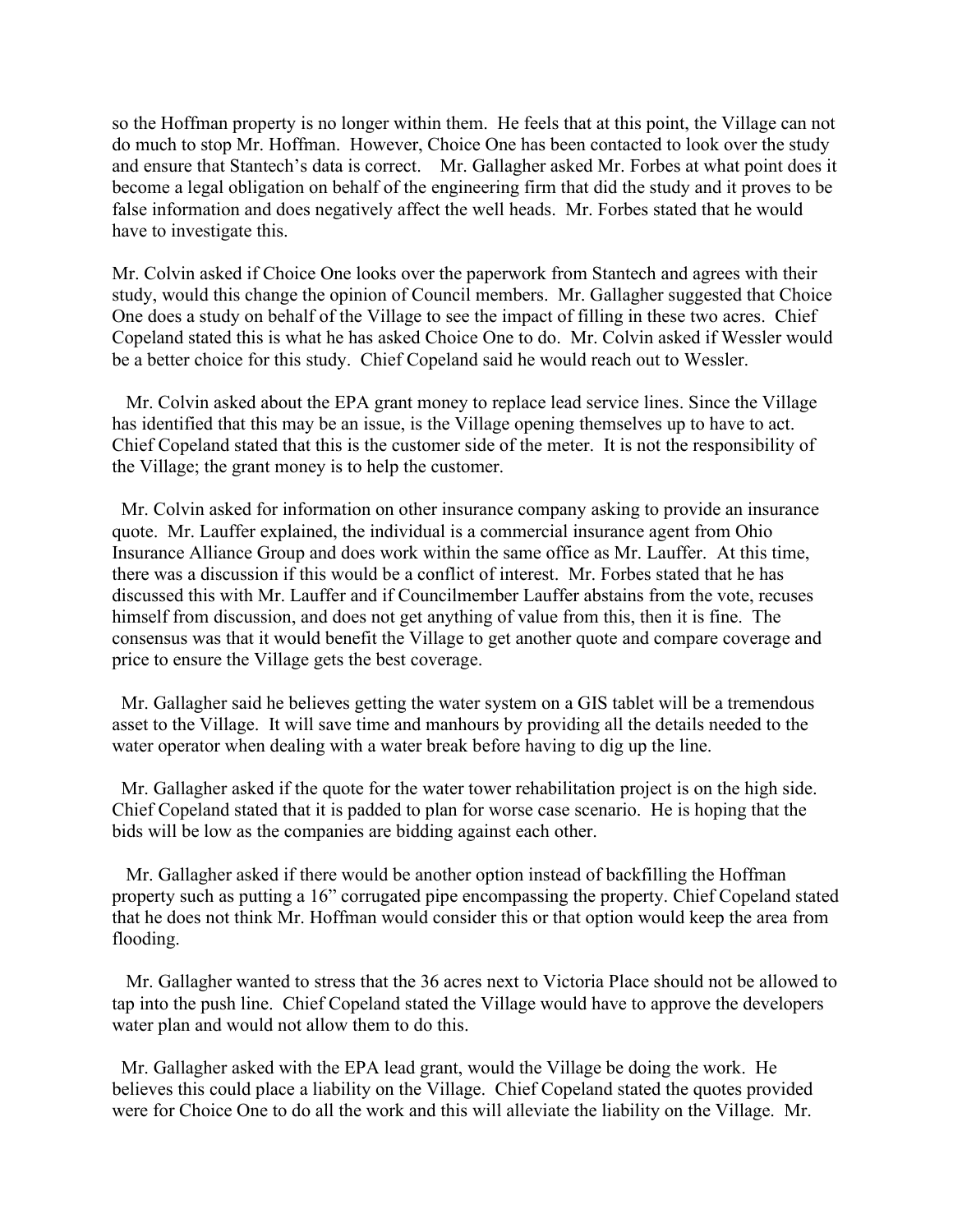so the Hoffman property is no longer within them. He feels that at this point, the Village can not do much to stop Mr. Hoffman. However, Choice One has been contacted to look over the study and ensure that Stantech's data is correct. Mr. Gallagher asked Mr. Forbes at what point does it become a legal obligation on behalf of the engineering firm that did the study and it proves to be false information and does negatively affect the well heads. Mr. Forbes stated that he would have to investigate this.

Mr. Colvin asked if Choice One looks over the paperwork from Stantech and agrees with their study, would this change the opinion of Council members. Mr. Gallagher suggested that Choice One does a study on behalf of the Village to see the impact of filling in these two acres. Chief Copeland stated this is what he has asked Choice One to do. Mr. Colvin asked if Wessler would be a better choice for this study. Chief Copeland said he would reach out to Wessler.

Mr. Colvin asked about the EPA grant money to replace lead service lines. Since the Village has identified that this may be an issue, is the Village opening themselves up to have to act. Chief Copeland stated that this is the customer side of the meter. It is not the responsibility of the Village; the grant money is to help the customer.

Mr. Colvin asked for information on other insurance company asking to provide an insurance quote. Mr. Lauffer explained, the individual is a commercial insurance agent from Ohio Insurance Alliance Group and does work within the same office as Mr. Lauffer. At this time, there was a discussion if this would be a conflict of interest. Mr. Forbes stated that he has discussed this with Mr. Lauffer and if Councilmember Lauffer abstains from the vote, recuses himself from discussion, and does not get anything of value from this, then it is fine. The consensus was that it would benefit the Village to get another quote and compare coverage and price to ensure the Village gets the best coverage.

Mr. Gallagher said he believes getting the water system on a GIS tablet will be a tremendous asset to the Village. It will save time and manhours by providing all the details needed to the water operator when dealing with a water break before having to dig up the line.

Mr. Gallagher asked if the quote for the water tower rehabilitation project is on the high side. Chief Copeland stated that it is padded to plan for worse case scenario. He is hoping that the bids will be low as the companies are bidding against each other.

Mr. Gallagher asked if there would be another option instead of backfilling the Hoffman property such as putting a 16" corrugated pipe encompassing the property. Chief Copeland stated that he does not think Mr. Hoffman would consider this or that option would keep the area from flooding.

Mr. Gallagher wanted to stress that the 36 acres next to Victoria Place should not be allowed to tap into the push line. Chief Copeland stated the Village would have to approve the developers water plan and would not allow them to do this.

Mr. Gallagher asked with the EPA lead grant, would the Village be doing the work. He believes this could place a liability on the Village. Chief Copeland stated the quotes provided were for Choice One to do all the work and this will alleviate the liability on the Village. Mr.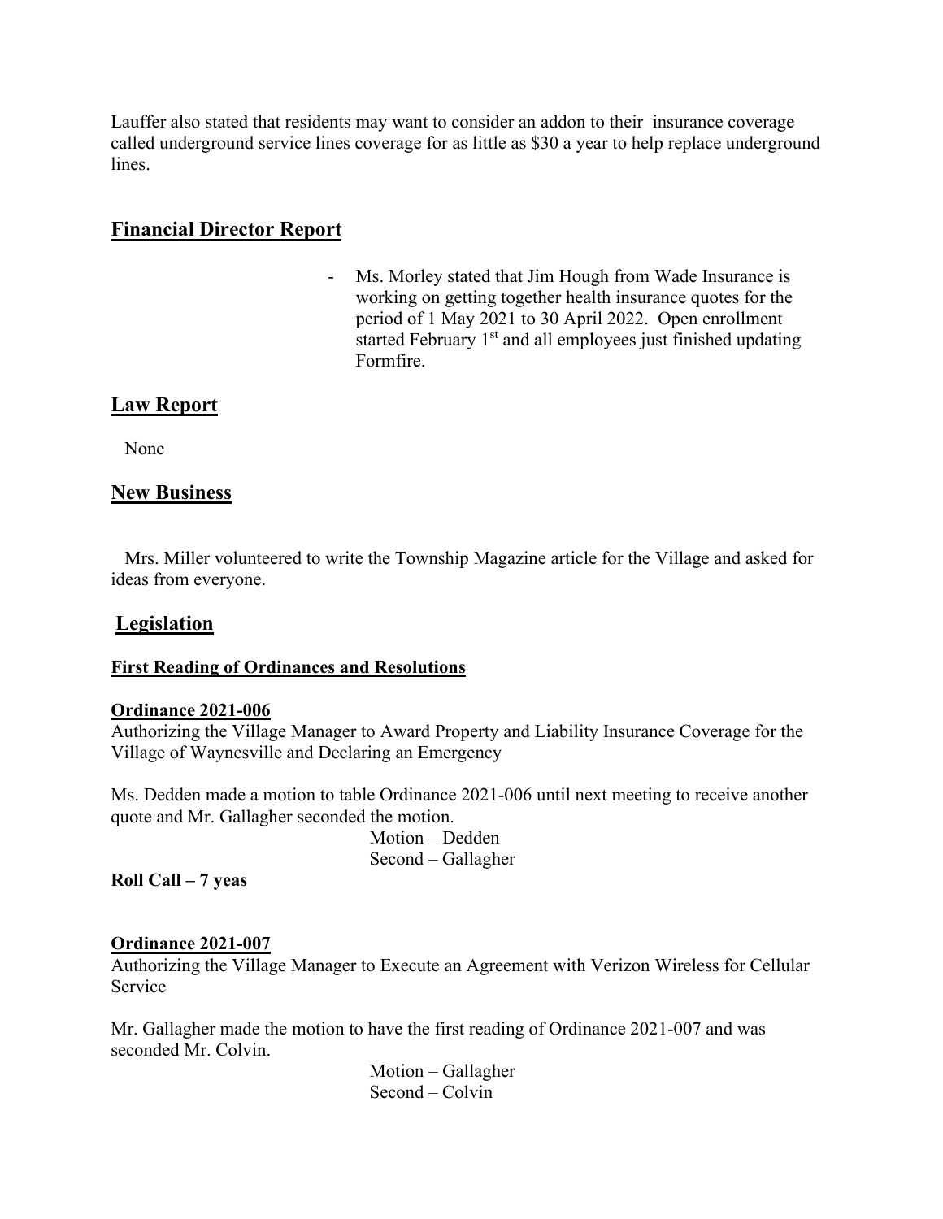Lauffer also stated that residents may want to consider an addon to their insurance coverage called underground service lines coverage for as little as $30 a year to help replace underground lines.

## Financial Director Report

- Ms. Morley stated that Jim Hough from Wade Insurance is working on getting together health insurance quotes for the period of 1 May 2021 to 30 April 2022. Open enrollment started February 1st and all employees just finished updating Formfire.

## Law Report

None

## New Business

Mrs. Miller volunteered to write the Township Magazine article for the Village and asked for ideas from everyone.

## Legislation

### First Reading of Ordinances and Resolutions

**Ordinance 2021-006**

Authorizing the Village Manager to Award Property and Liability Insurance Coverage for the Village of Waynesville and Declaring an Emergency

Ms. Dedden made a motion to table Ordinance 2021-006 until next meeting to receive another quote and Mr. Gallagher seconded the motion.

Motion – Dedden
Second – Gallagher

**Roll Call – 7 yeas**

**Ordinance 2021-007**

Authorizing the Village Manager to Execute an Agreement with Verizon Wireless for Cellular Service

Mr. Gallagher made the motion to have the first reading of Ordinance 2021-007 and was seconded Mr. Colvin.

Motion – Gallagher
Second – Colvin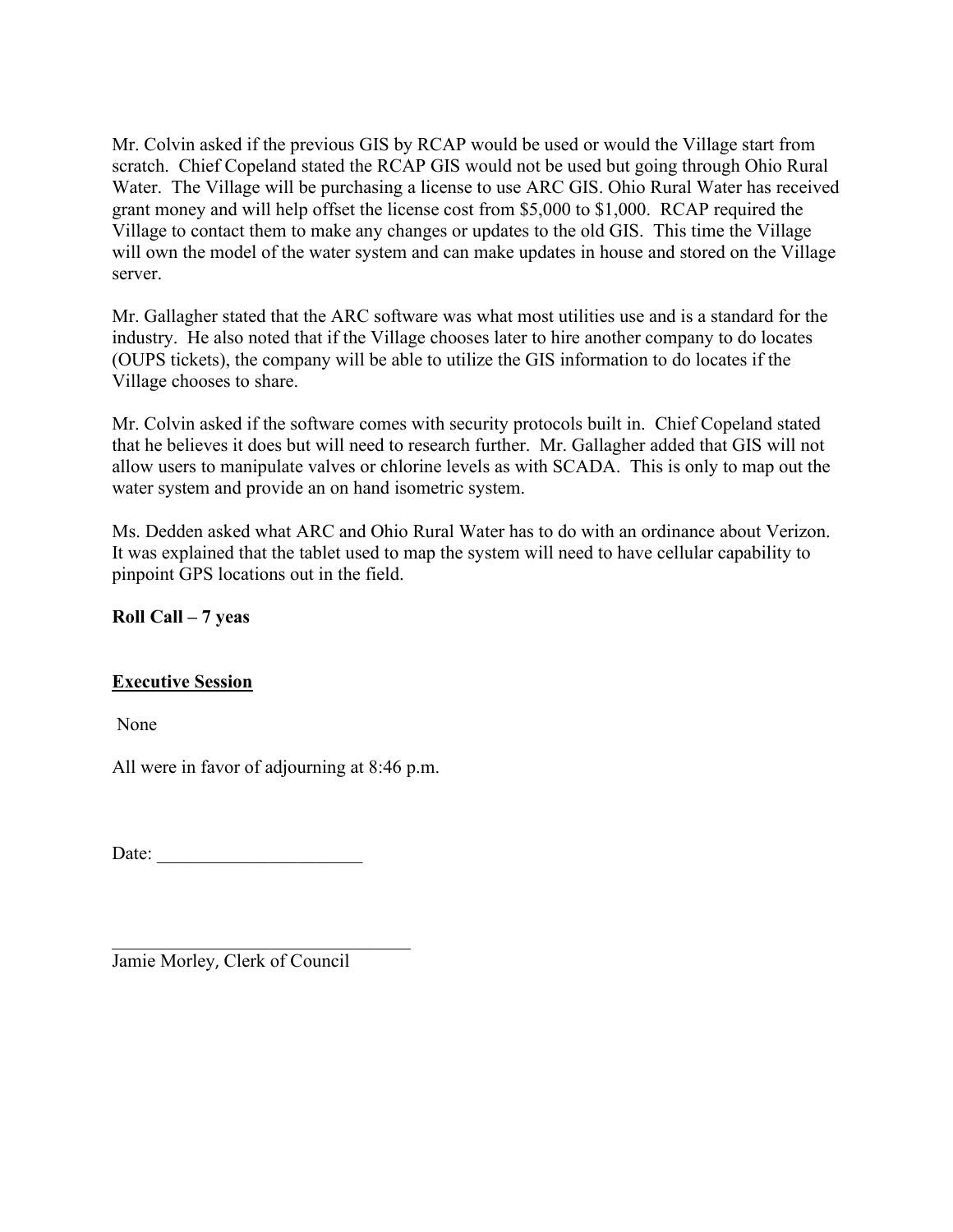Mr. Colvin asked if the previous GIS by RCAP would be used or would the Village start from scratch. Chief Copeland stated the RCAP GIS would not be used but going through Ohio Rural Water. The Village will be purchasing a license to use ARC GIS. Ohio Rural Water has received grant money and will help offset the license cost from $5,000 to $1,000. RCAP required the Village to contact them to make any changes or updates to the old GIS. This time the Village will own the model of the water system and can make updates in house and stored on the Village server.

Mr. Gallagher stated that the ARC software was what most utilities use and is a standard for the industry. He also noted that if the Village chooses later to hire another company to do locates (OUPS tickets), the company will be able to utilize the GIS information to do locates if the Village chooses to share.

Mr. Colvin asked if the software comes with security protocols built in. Chief Copeland stated that he believes it does but will need to research further. Mr. Gallagher added that GIS will not allow users to manipulate valves or chlorine levels as with SCADA. This is only to map out the water system and provide an on hand isometric system.

Ms. Dedden asked what ARC and Ohio Rural Water has to do with an ordinance about Verizon. It was explained that the tablet used to map the system will need to have cellular capability to pinpoint GPS locations out in the field.

**Roll Call – 7 yeas**

**Executive Session**

None

All were in favor of adjourning at 8:46 p.m.

Date: ______________________

________________________________
Jamie Morley, Clerk of Council